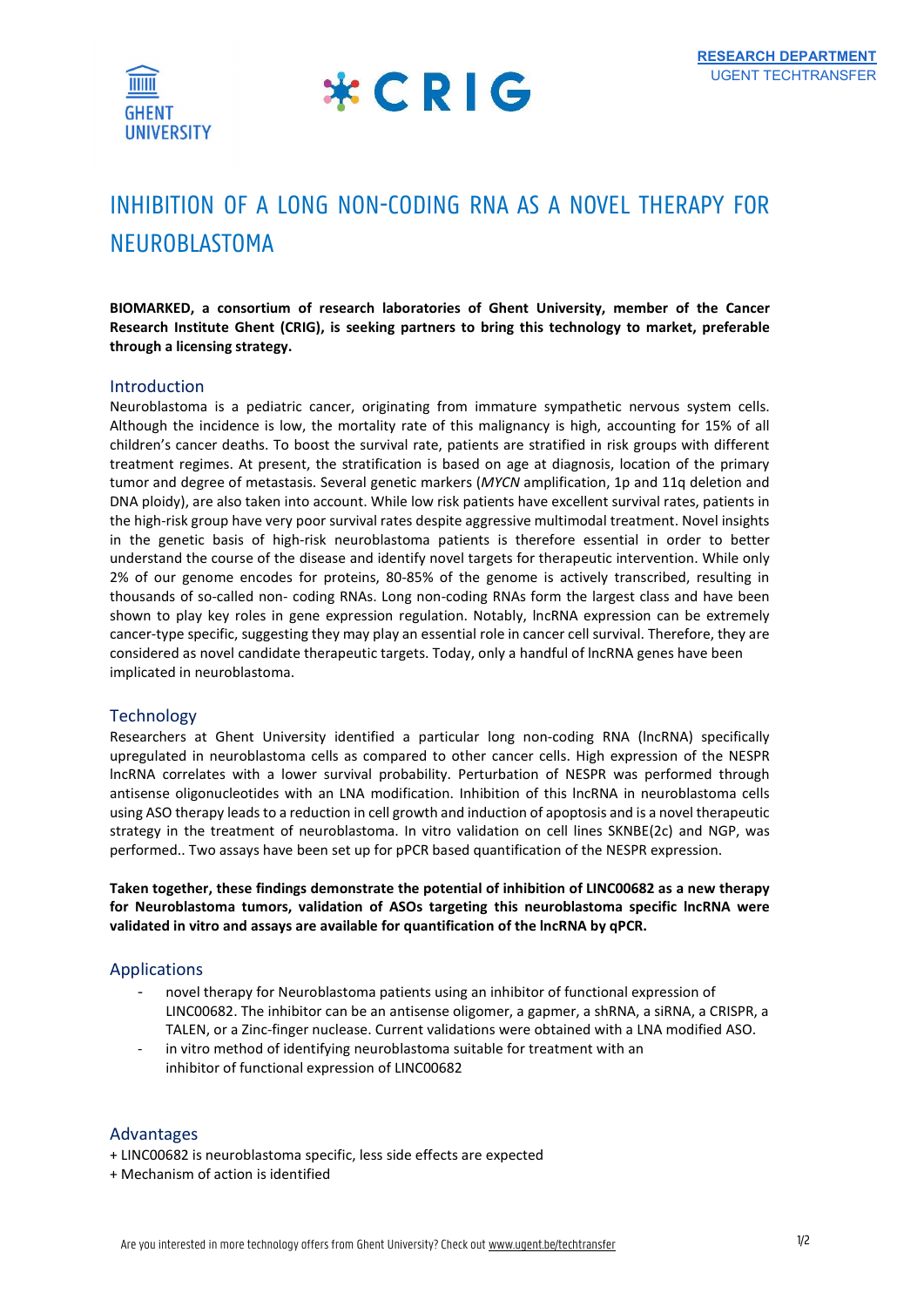RESEARCH DEPARTMENT
UGENT TECHTRANSFER

# INHIBITION OF A LONG NON-CODING RNA AS A NOVEL THERAPY FOR NEUROBLASTOMA

**BIOMARKED, a consortium of research laboratories of Ghent University, member of the Cancer Research Institute Ghent (CRIG), is seeking partners to bring this technology to market, preferable through a licensing strategy.**

## Introduction

Neuroblastoma is a pediatric cancer, originating from immature sympathetic nervous system cells. Although the incidence is low, the mortality rate of this malignancy is high, accounting for 15% of all children's cancer deaths. To boost the survival rate, patients are stratified in risk groups with different treatment regimes. At present, the stratification is based on age at diagnosis, location of the primary tumor and degree of metastasis. Several genetic markers (*MYCN* amplification, 1p and 11q deletion and DNA ploidy), are also taken into account. While low risk patients have excellent survival rates, patients in the high-risk group have very poor survival rates despite aggressive multimodal treatment. Novel insights in the genetic basis of high-risk neuroblastoma patients is therefore essential in order to better understand the course of the disease and identify novel targets for therapeutic intervention. While only 2% of our genome encodes for proteins, 80-85% of the genome is actively transcribed, resulting in thousands of so-called non- coding RNAs. Long non-coding RNAs form the largest class and have been shown to play key roles in gene expression regulation. Notably, lncRNA expression can be extremely cancer-type specific, suggesting they may play an essential role in cancer cell survival. Therefore, they are considered as novel candidate therapeutic targets. Today, only a handful of lncRNA genes have been implicated in neuroblastoma.

## Technology

Researchers at Ghent University identified a particular long non-coding RNA (lncRNA) specifically upregulated in neuroblastoma cells as compared to other cancer cells. High expression of the NESPR lncRNA correlates with a lower survival probability. Perturbation of NESPR was performed through antisense oligonucleotides with an LNA modification. Inhibition of this lncRNA in neuroblastoma cells using ASO therapy leads to a reduction in cell growth and induction of apoptosis and is a novel therapeutic strategy in the treatment of neuroblastoma. In vitro validation on cell lines SKNBE(2c) and NGP, was performed.. Two assays have been set up for pPCR based quantification of the NESPR expression.

**Taken together, these findings demonstrate the potential of inhibition of LINC00682 as a new therapy for Neuroblastoma tumors, validation of ASOs targeting this neuroblastoma specific lncRNA were validated in vitro and assays are available for quantification of the lncRNA by qPCR.**

## Applications

- novel therapy for Neuroblastoma patients using an inhibitor of functional expression of LINC00682. The inhibitor can be an antisense oligomer, a gapmer, a shRNA, a siRNA, a CRISPR, a TALEN, or a Zinc-finger nuclease. Current validations were obtained with a LNA modified ASO.
- in vitro method of identifying neuroblastoma suitable for treatment with an inhibitor of functional expression of LINC00682

## Advantages

+ LINC00682 is neuroblastoma specific, less side effects are expected
+ Mechanism of action is identified

Are you interested in more technology offers from Ghent University? Check out www.ugent.be/techtransfer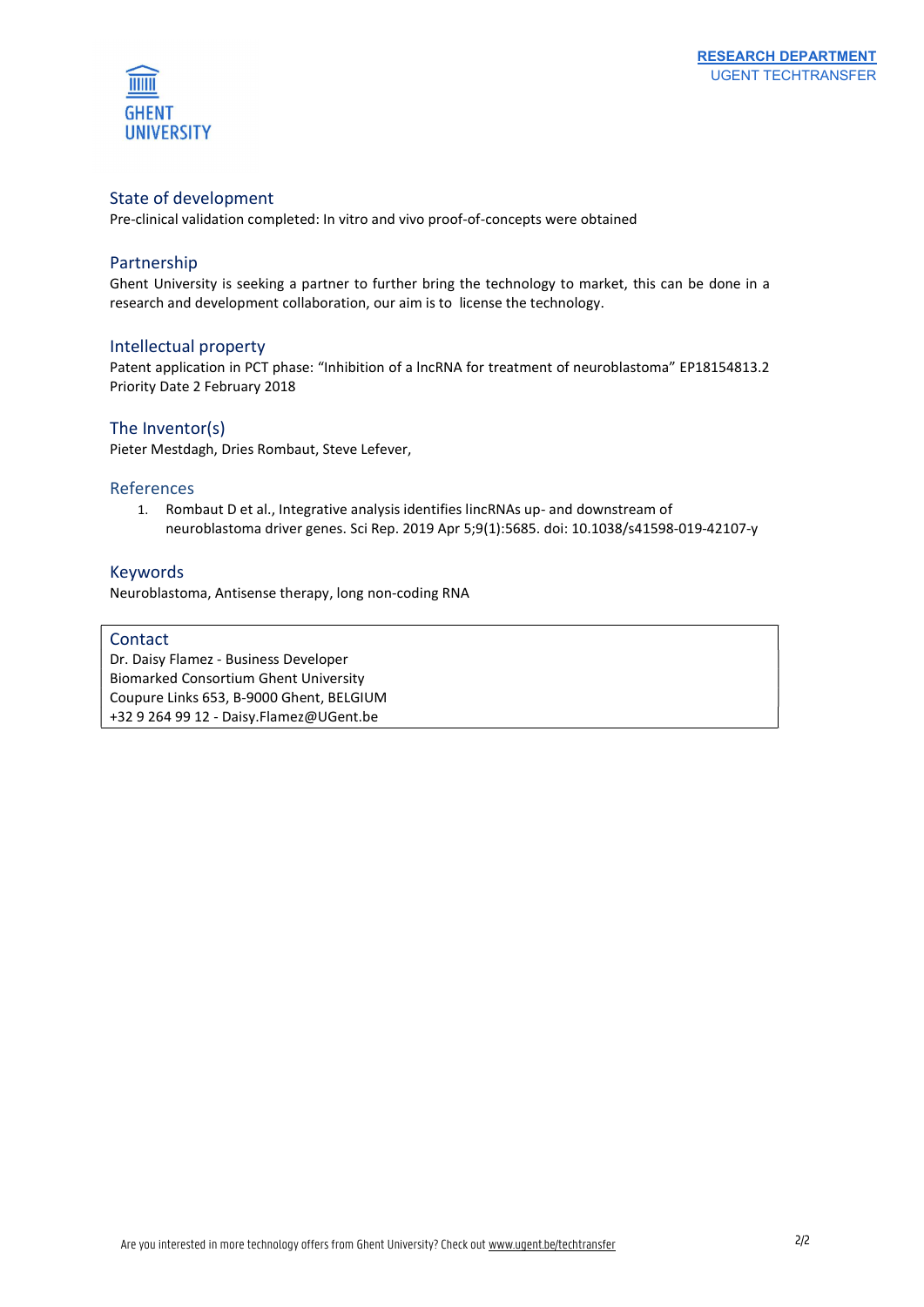## State of development

Pre-clinical validation completed: In vitro and vivo proof-of-concepts were obtained

## Partnership

Ghent University is seeking a partner to further bring the technology to market, this can be done in a research and development collaboration, our aim is to license the technology.

## Intellectual property

Patent application in PCT phase: "Inhibition of a lncRNA for treatment of neuroblastoma" EP18154813.2
Priority Date 2 February 2018

## The Inventor(s)

Pieter Mestdagh, Dries Rombaut, Steve Lefever,

## References

1. Rombaut D et al., Integrative analysis identifies lincRNAs up- and downstream of neuroblastoma driver genes. Sci Rep. 2019 Apr 5;9(1):5685. doi: 10.1038/s41598-019-42107-y

## Keywords

Neuroblastoma, Antisense therapy, long non-coding RNA

## Contact

Dr. Daisy Flamez - Business Developer
Biomarked Consortium Ghent University
Coupure Links 653, B-9000 Ghent, BELGIUM
+32 9 264 99 12 - Daisy.Flamez@UGent.be

Are you interested in more technology offers from Ghent University? Check out www.ugent.be/techtransfer